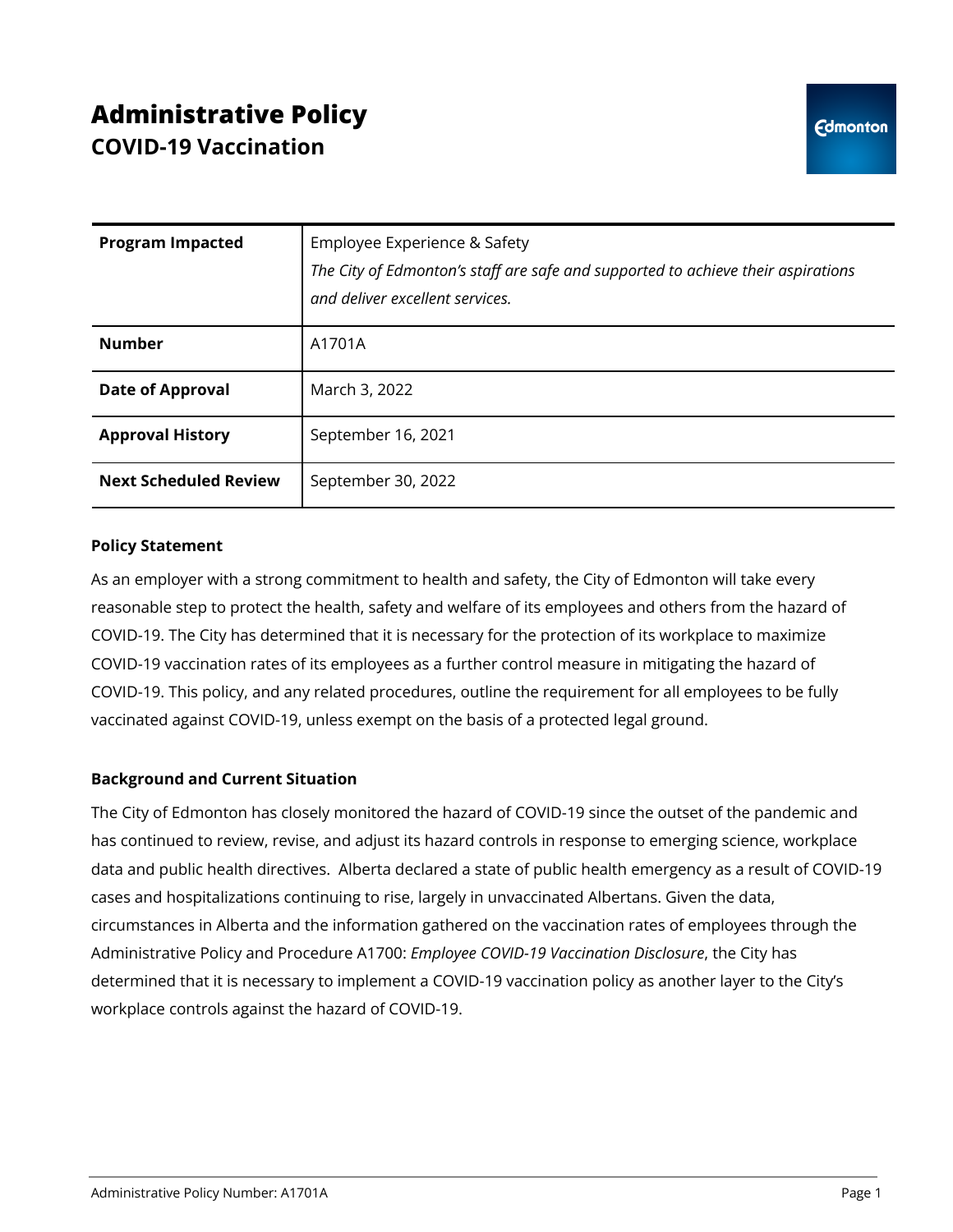# Administrative Policy
## COVID-19 Vaccination

| | |
|---|---|
| **Program Impacted** | Employee Experience & Safety<br>*The City of Edmonton's staff are safe and supported to achieve their aspirations and deliver excellent services.* |
| **Number** | A1701A |
| **Date of Approval** | March 3, 2022 |
| **Approval History** | September 16, 2021 |
| **Next Scheduled Review** | September 30, 2022 |

**Policy Statement**

As an employer with a strong commitment to health and safety, the City of Edmonton will take every reasonable step to protect the health, safety and welfare of its employees and others from the hazard of COVID-19. The City has determined that it is necessary for the protection of its workplace to maximize COVID-19 vaccination rates of its employees as a further control measure in mitigating the hazard of COVID-19. This policy, and any related procedures, outline the requirement for all employees to be fully vaccinated against COVID-19, unless exempt on the basis of a protected legal ground.

**Background and Current Situation**

The City of Edmonton has closely monitored the hazard of COVID-19 since the outset of the pandemic and has continued to review, revise, and adjust its hazard controls in response to emerging science, workplace data and public health directives. Alberta declared a state of public health emergency as a result of COVID-19 cases and hospitalizations continuing to rise, largely in unvaccinated Albertans. Given the data, circumstances in Alberta and the information gathered on the vaccination rates of employees through the Administrative Policy and Procedure A1700: *Employee COVID-19 Vaccination Disclosure*, the City has determined that it is necessary to implement a COVID-19 vaccination policy as another layer to the City's workplace controls against the hazard of COVID-19.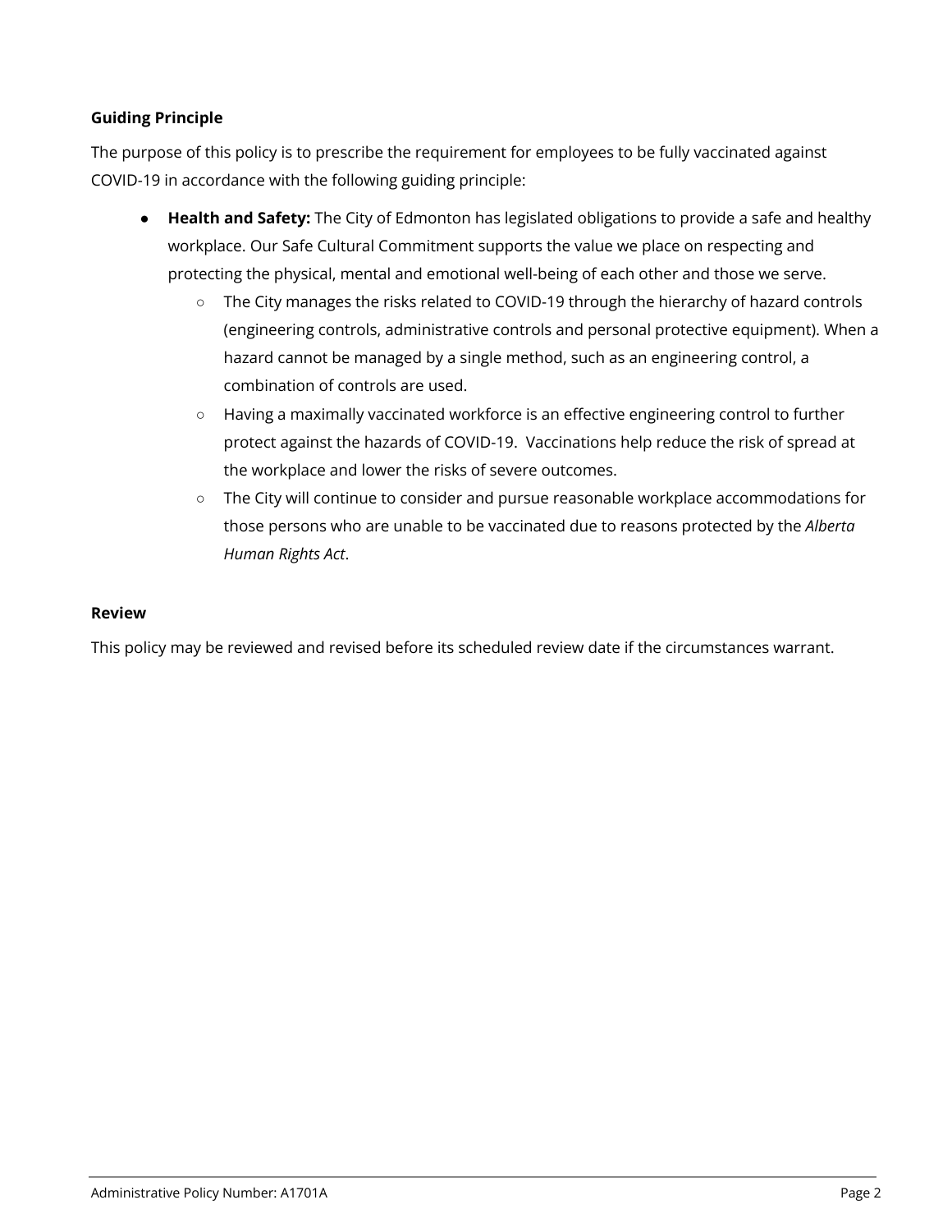**Guiding Principle**

The purpose of this policy is to prescribe the requirement for employees to be fully vaccinated against COVID-19 in accordance with the following guiding principle:

- **Health and Safety:** The City of Edmonton has legislated obligations to provide a safe and healthy workplace. Our Safe Cultural Commitment supports the value we place on respecting and protecting the physical, mental and emotional well-being of each other and those we serve.
    - The City manages the risks related to COVID-19 through the hierarchy of hazard controls (engineering controls, administrative controls and personal protective equipment). When a hazard cannot be managed by a single method, such as an engineering control, a combination of controls are used.
    - Having a maximally vaccinated workforce is an effective engineering control to further protect against the hazards of COVID-19. Vaccinations help reduce the risk of spread at the workplace and lower the risks of severe outcomes.
    - The City will continue to consider and pursue reasonable workplace accommodations for those persons who are unable to be vaccinated due to reasons protected by the *Alberta Human Rights Act*.

**Review**

This policy may be reviewed and revised before its scheduled review date if the circumstances warrant.